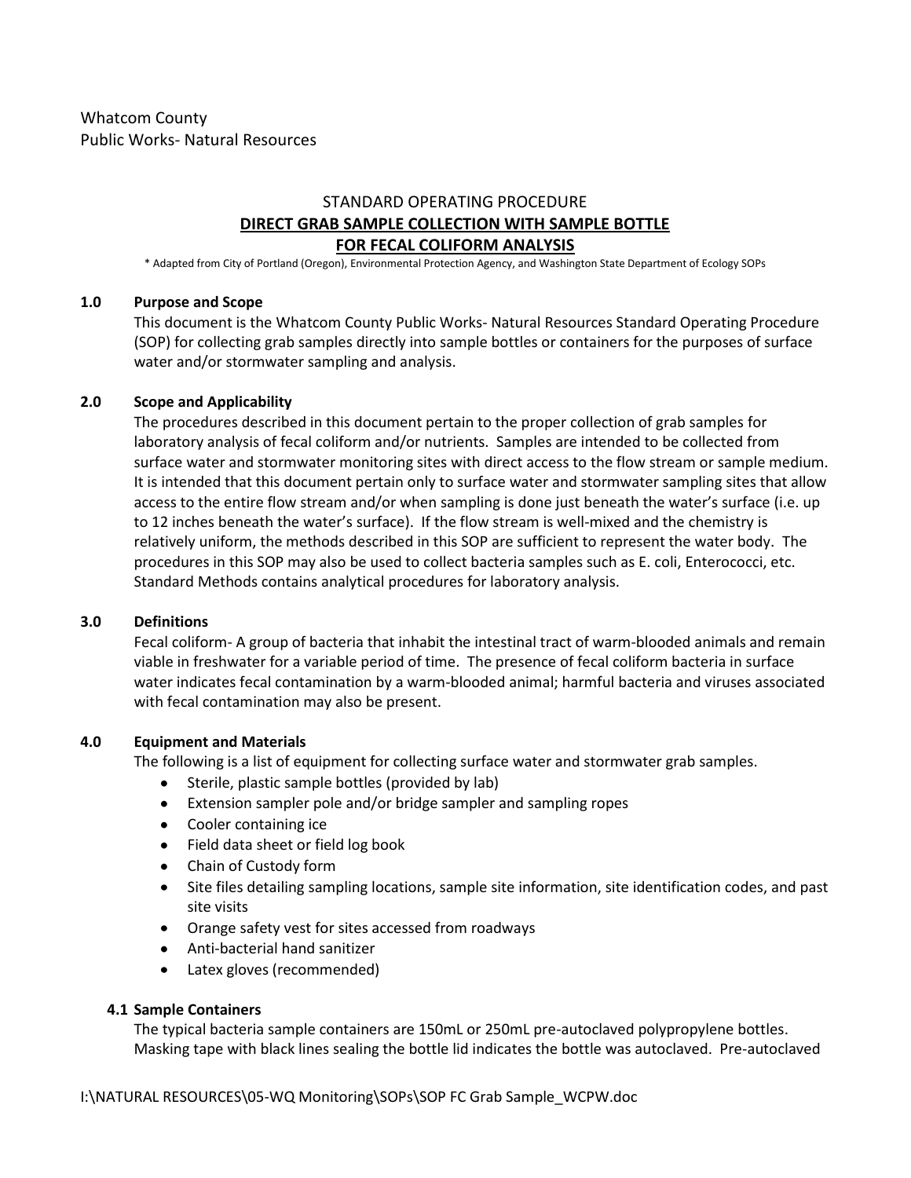Whatcom County
Public Works- Natural Resources

# STANDARD OPERATING PROCEDURE

## DIRECT GRAB SAMPLE COLLECTION WITH SAMPLE BOTTLE FOR FECAL COLIFORM ANALYSIS

* Adapted from City of Portland (Oregon), Environmental Protection Agency, and Washington State Department of Ecology SOPs

### 1.0 Purpose and Scope

This document is the Whatcom County Public Works- Natural Resources Standard Operating Procedure (SOP) for collecting grab samples directly into sample bottles or containers for the purposes of surface water and/or stormwater sampling and analysis.

### 2.0 Scope and Applicability

The procedures described in this document pertain to the proper collection of grab samples for laboratory analysis of fecal coliform and/or nutrients. Samples are intended to be collected from surface water and stormwater monitoring sites with direct access to the flow stream or sample medium. It is intended that this document pertain only to surface water and stormwater sampling sites that allow access to the entire flow stream and/or when sampling is done just beneath the water's surface (i.e. up to 12 inches beneath the water's surface). If the flow stream is well-mixed and the chemistry is relatively uniform, the methods described in this SOP are sufficient to represent the water body. The procedures in this SOP may also be used to collect bacteria samples such as E. coli, Enterococci, etc. Standard Methods contains analytical procedures for laboratory analysis.

### 3.0 Definitions

Fecal coliform- A group of bacteria that inhabit the intestinal tract of warm-blooded animals and remain viable in freshwater for a variable period of time. The presence of fecal coliform bacteria in surface water indicates fecal contamination by a warm-blooded animal; harmful bacteria and viruses associated with fecal contamination may also be present.

### 4.0 Equipment and Materials

The following is a list of equipment for collecting surface water and stormwater grab samples.

- Sterile, plastic sample bottles (provided by lab)
- Extension sampler pole and/or bridge sampler and sampling ropes
- Cooler containing ice
- Field data sheet or field log book
- Chain of Custody form
- Site files detailing sampling locations, sample site information, site identification codes, and past site visits
- Orange safety vest for sites accessed from roadways
- Anti-bacterial hand sanitizer
- Latex gloves (recommended)

#### 4.1 Sample Containers

The typical bacteria sample containers are 150mL or 250mL pre-autoclaved polypropylene bottles. Masking tape with black lines sealing the bottle lid indicates the bottle was autoclaved. Pre-autoclaved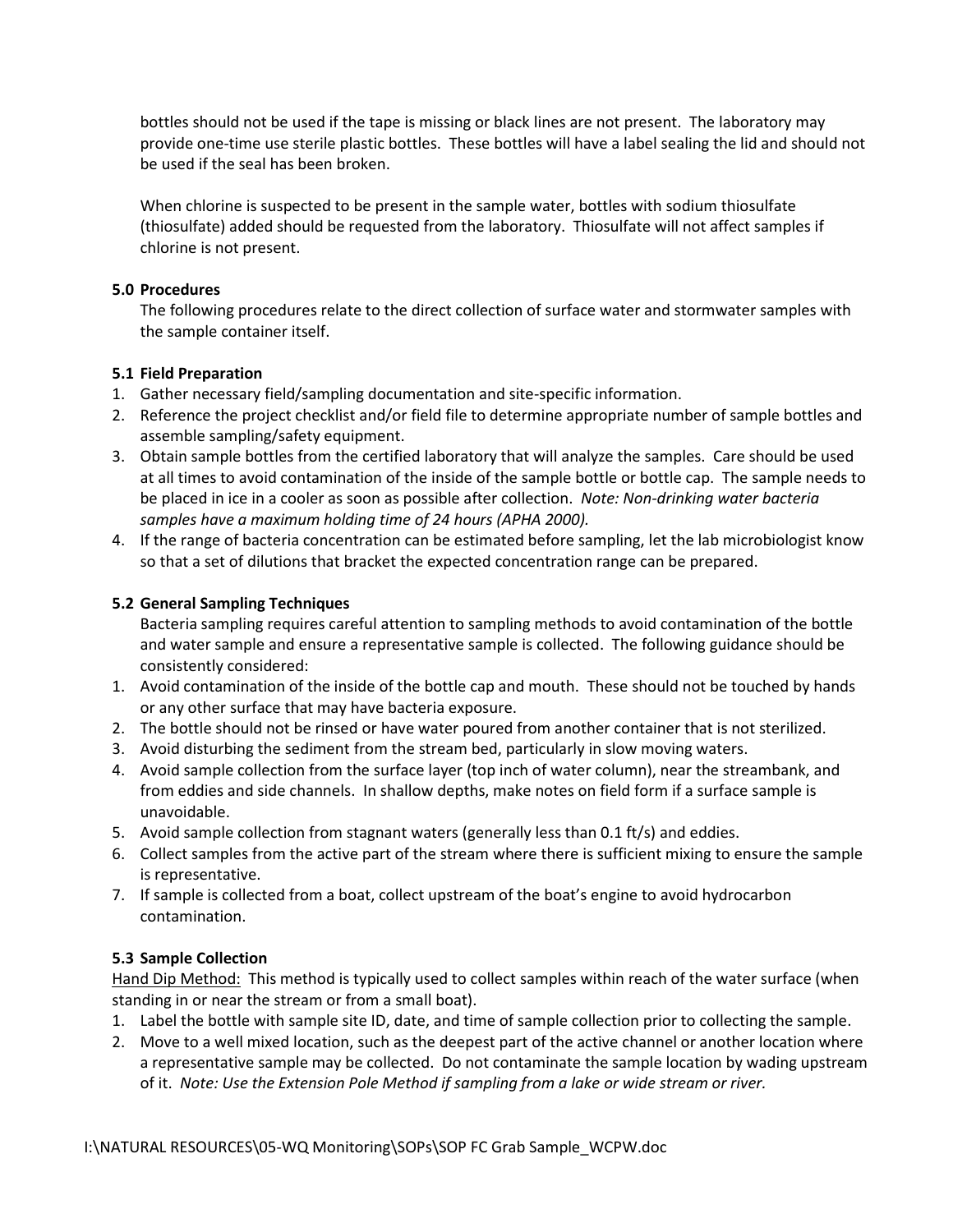bottles should not be used if the tape is missing or black lines are not present. The laboratory may provide one-time use sterile plastic bottles. These bottles will have a label sealing the lid and should not be used if the seal has been broken.

When chlorine is suspected to be present in the sample water, bottles with sodium thiosulfate (thiosulfate) added should be requested from the laboratory. Thiosulfate will not affect samples if chlorine is not present.

### 5.0 Procedures

The following procedures relate to the direct collection of surface water and stormwater samples with the sample container itself.

### 5.1 Field Preparation

1. Gather necessary field/sampling documentation and site-specific information.
2. Reference the project checklist and/or field file to determine appropriate number of sample bottles and assemble sampling/safety equipment.
3. Obtain sample bottles from the certified laboratory that will analyze the samples. Care should be used at all times to avoid contamination of the inside of the sample bottle or bottle cap. The sample needs to be placed in ice in a cooler as soon as possible after collection. *Note: Non-drinking water bacteria samples have a maximum holding time of 24 hours (APHA 2000).*
4. If the range of bacteria concentration can be estimated before sampling, let the lab microbiologist know so that a set of dilutions that bracket the expected concentration range can be prepared.

### 5.2 General Sampling Techniques

Bacteria sampling requires careful attention to sampling methods to avoid contamination of the bottle and water sample and ensure a representative sample is collected. The following guidance should be consistently considered:

1. Avoid contamination of the inside of the bottle cap and mouth. These should not be touched by hands or any other surface that may have bacteria exposure.
2. The bottle should not be rinsed or have water poured from another container that is not sterilized.
3. Avoid disturbing the sediment from the stream bed, particularly in slow moving waters.
4. Avoid sample collection from the surface layer (top inch of water column), near the streambank, and from eddies and side channels. In shallow depths, make notes on field form if a surface sample is unavoidable.
5. Avoid sample collection from stagnant waters (generally less than 0.1 ft/s) and eddies.
6. Collect samples from the active part of the stream where there is sufficient mixing to ensure the sample is representative.
7. If sample is collected from a boat, collect upstream of the boat's engine to avoid hydrocarbon contamination.

### 5.3 Sample Collection

Hand Dip Method: This method is typically used to collect samples within reach of the water surface (when standing in or near the stream or from a small boat).

1. Label the bottle with sample site ID, date, and time of sample collection prior to collecting the sample.
2. Move to a well mixed location, such as the deepest part of the active channel or another location where a representative sample may be collected. Do not contaminate the sample location by wading upstream of it. *Note: Use the Extension Pole Method if sampling from a lake or wide stream or river.*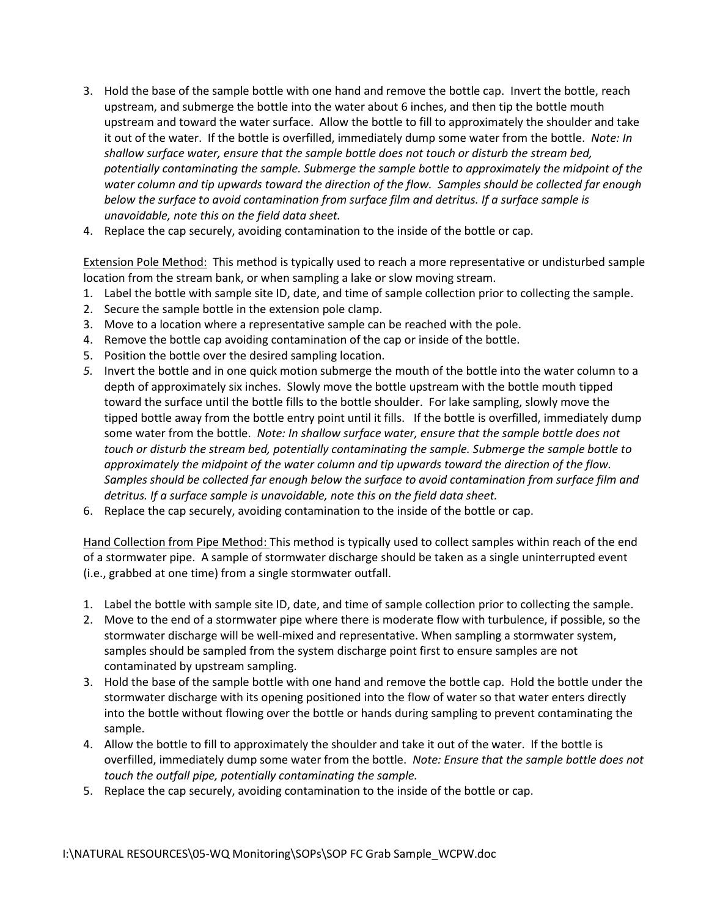3. Hold the base of the sample bottle with one hand and remove the bottle cap. Invert the bottle, reach upstream, and submerge the bottle into the water about 6 inches, and then tip the bottle mouth upstream and toward the water surface. Allow the bottle to fill to approximately the shoulder and take it out of the water. If the bottle is overfilled, immediately dump some water from the bottle. *Note: In shallow surface water, ensure that the sample bottle does not touch or disturb the stream bed, potentially contaminating the sample. Submerge the sample bottle to approximately the midpoint of the water column and tip upwards toward the direction of the flow. Samples should be collected far enough below the surface to avoid contamination from surface film and detritus. If a surface sample is unavoidable, note this on the field data sheet.*
4. Replace the cap securely, avoiding contamination to the inside of the bottle or cap.

Extension Pole Method: This method is typically used to reach a more representative or undisturbed sample location from the stream bank, or when sampling a lake or slow moving stream.

1. Label the bottle with sample site ID, date, and time of sample collection prior to collecting the sample.
2. Secure the sample bottle in the extension pole clamp.
3. Move to a location where a representative sample can be reached with the pole.
4. Remove the bottle cap avoiding contamination of the cap or inside of the bottle.
5. Position the bottle over the desired sampling location.
5. Invert the bottle and in one quick motion submerge the mouth of the bottle into the water column to a depth of approximately six inches. Slowly move the bottle upstream with the bottle mouth tipped toward the surface until the bottle fills to the bottle shoulder. For lake sampling, slowly move the tipped bottle away from the bottle entry point until it fills. If the bottle is overfilled, immediately dump some water from the bottle. *Note: In shallow surface water, ensure that the sample bottle does not touch or disturb the stream bed, potentially contaminating the sample. Submerge the sample bottle to approximately the midpoint of the water column and tip upwards toward the direction of the flow. Samples should be collected far enough below the surface to avoid contamination from surface film and detritus. If a surface sample is unavoidable, note this on the field data sheet.*
6. Replace the cap securely, avoiding contamination to the inside of the bottle or cap.

Hand Collection from Pipe Method: This method is typically used to collect samples within reach of the end of a stormwater pipe. A sample of stormwater discharge should be taken as a single uninterrupted event (i.e., grabbed at one time) from a single stormwater outfall.

1. Label the bottle with sample site ID, date, and time of sample collection prior to collecting the sample.
2. Move to the end of a stormwater pipe where there is moderate flow with turbulence, if possible, so the stormwater discharge will be well-mixed and representative. When sampling a stormwater system, samples should be sampled from the system discharge point first to ensure samples are not contaminated by upstream sampling.
3. Hold the base of the sample bottle with one hand and remove the bottle cap. Hold the bottle under the stormwater discharge with its opening positioned into the flow of water so that water enters directly into the bottle without flowing over the bottle or hands during sampling to prevent contaminating the sample.
4. Allow the bottle to fill to approximately the shoulder and take it out of the water. If the bottle is overfilled, immediately dump some water from the bottle. *Note: Ensure that the sample bottle does not touch the outfall pipe, potentially contaminating the sample.*
5. Replace the cap securely, avoiding contamination to the inside of the bottle or cap.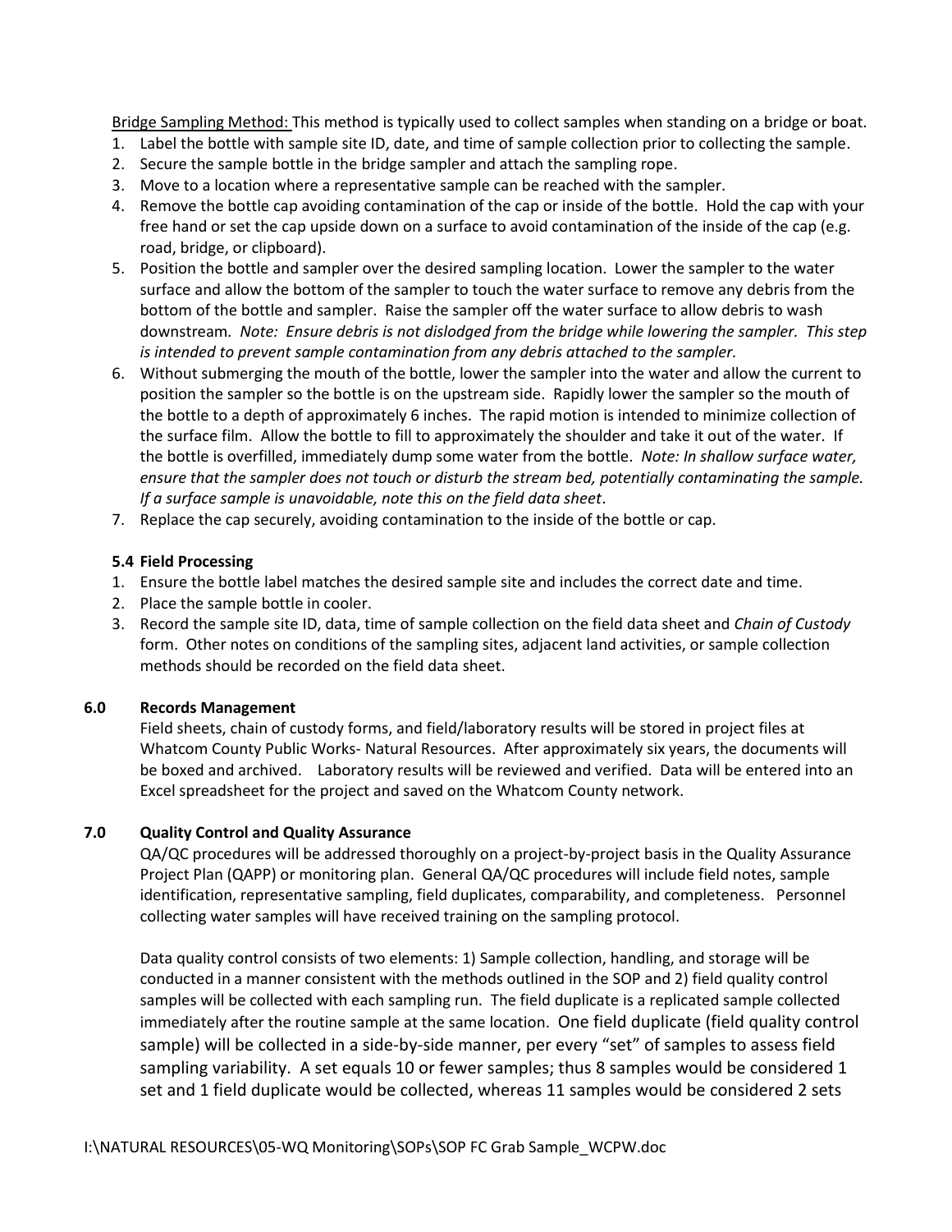Bridge Sampling Method: This method is typically used to collect samples when standing on a bridge or boat.

1. Label the bottle with sample site ID, date, and time of sample collection prior to collecting the sample.
2. Secure the sample bottle in the bridge sampler and attach the sampling rope.
3. Move to a location where a representative sample can be reached with the sampler.
4. Remove the bottle cap avoiding contamination of the cap or inside of the bottle. Hold the cap with your free hand or set the cap upside down on a surface to avoid contamination of the inside of the cap (e.g. road, bridge, or clipboard).
5. Position the bottle and sampler over the desired sampling location. Lower the sampler to the water surface and allow the bottom of the sampler to touch the water surface to remove any debris from the bottom of the bottle and sampler. Raise the sampler off the water surface to allow debris to wash downstream. *Note: Ensure debris is not dislodged from the bridge while lowering the sampler. This step is intended to prevent sample contamination from any debris attached to the sampler.*
6. Without submerging the mouth of the bottle, lower the sampler into the water and allow the current to position the sampler so the bottle is on the upstream side. Rapidly lower the sampler so the mouth of the bottle to a depth of approximately 6 inches. The rapid motion is intended to minimize collection of the surface film. Allow the bottle to fill to approximately the shoulder and take it out of the water. If the bottle is overfilled, immediately dump some water from the bottle. *Note: In shallow surface water, ensure that the sampler does not touch or disturb the stream bed, potentially contaminating the sample. If a surface sample is unavoidable, note this on the field data sheet*.
7. Replace the cap securely, avoiding contamination to the inside of the bottle or cap.

### 5.4 Field Processing

1. Ensure the bottle label matches the desired sample site and includes the correct date and time.
2. Place the sample bottle in cooler.
3. Record the sample site ID, data, time of sample collection on the field data sheet and *Chain of Custody* form. Other notes on conditions of the sampling sites, adjacent land activities, or sample collection methods should be recorded on the field data sheet.

## 6.0 Records Management

Field sheets, chain of custody forms, and field/laboratory results will be stored in project files at Whatcom County Public Works- Natural Resources. After approximately six years, the documents will be boxed and archived. Laboratory results will be reviewed and verified. Data will be entered into an Excel spreadsheet for the project and saved on the Whatcom County network.

## 7.0 Quality Control and Quality Assurance

QA/QC procedures will be addressed thoroughly on a project-by-project basis in the Quality Assurance Project Plan (QAPP) or monitoring plan. General QA/QC procedures will include field notes, sample identification, representative sampling, field duplicates, comparability, and completeness. Personnel collecting water samples will have received training on the sampling protocol.

Data quality control consists of two elements: 1) Sample collection, handling, and storage will be conducted in a manner consistent with the methods outlined in the SOP and 2) field quality control samples will be collected with each sampling run. The field duplicate is a replicated sample collected immediately after the routine sample at the same location. One field duplicate (field quality control sample) will be collected in a side-by-side manner, per every "set" of samples to assess field sampling variability. A set equals 10 or fewer samples; thus 8 samples would be considered 1 set and 1 field duplicate would be collected, whereas 11 samples would be considered 2 sets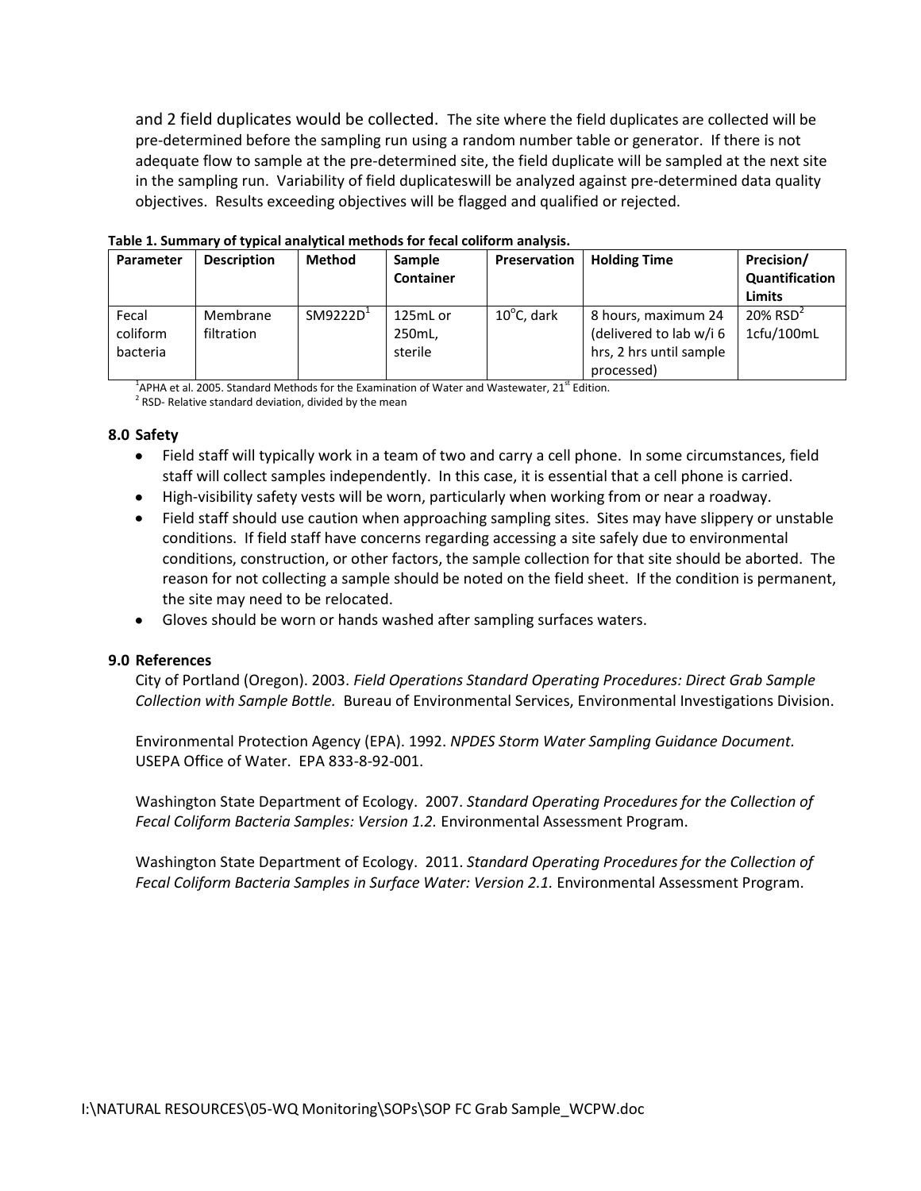and 2 field duplicates would be collected. The site where the field duplicates are collected will be pre-determined before the sampling run using a random number table or generator. If there is not adequate flow to sample at the pre-determined site, the field duplicate will be sampled at the next site in the sampling run. Variability of field duplicateswill be analyzed against pre-determined data quality objectives. Results exceeding objectives will be flagged and qualified or rejected.

**Table 1. Summary of typical analytical methods for fecal coliform analysis.**

| Parameter | Description | Method | Sample Container | Preservation | Holding Time | Precision/ Quantification Limits |
|---|---|---|---|---|---|---|
| Fecal coliform bacteria | Membrane filtration | SM9222D[1] | 125mL or 250mL, sterile | $10^{o}$C, dark | 8 hours, maximum 24 (delivered to lab w/i 6 hrs, 2 hrs until sample processed) | 20% RSD[2] 1cfu/100mL |

[1]APHA et al. 2005. Standard Methods for the Examination of Water and Wastewater, 21st Edition.

[2] RSD- Relative standard deviation, divided by the mean

## 8.0 Safety

- Field staff will typically work in a team of two and carry a cell phone. In some circumstances, field staff will collect samples independently. In this case, it is essential that a cell phone is carried.
- High-visibility safety vests will be worn, particularly when working from or near a roadway.
- Field staff should use caution when approaching sampling sites. Sites may have slippery or unstable conditions. If field staff have concerns regarding accessing a site safely due to environmental conditions, construction, or other factors, the sample collection for that site should be aborted. The reason for not collecting a sample should be noted on the field sheet. If the condition is permanent, the site may need to be relocated.
- Gloves should be worn or hands washed after sampling surfaces waters.

## 9.0 References

City of Portland (Oregon). 2003. *Field Operations Standard Operating Procedures: Direct Grab Sample Collection with Sample Bottle.* Bureau of Environmental Services, Environmental Investigations Division.

Environmental Protection Agency (EPA). 1992. *NPDES Storm Water Sampling Guidance Document.* USEPA Office of Water. EPA 833-8-92-001.

Washington State Department of Ecology. 2007. *Standard Operating Procedures for the Collection of Fecal Coliform Bacteria Samples: Version 1.2.* Environmental Assessment Program.

Washington State Department of Ecology. 2011. *Standard Operating Procedures for the Collection of Fecal Coliform Bacteria Samples in Surface Water: Version 2.1.* Environmental Assessment Program.